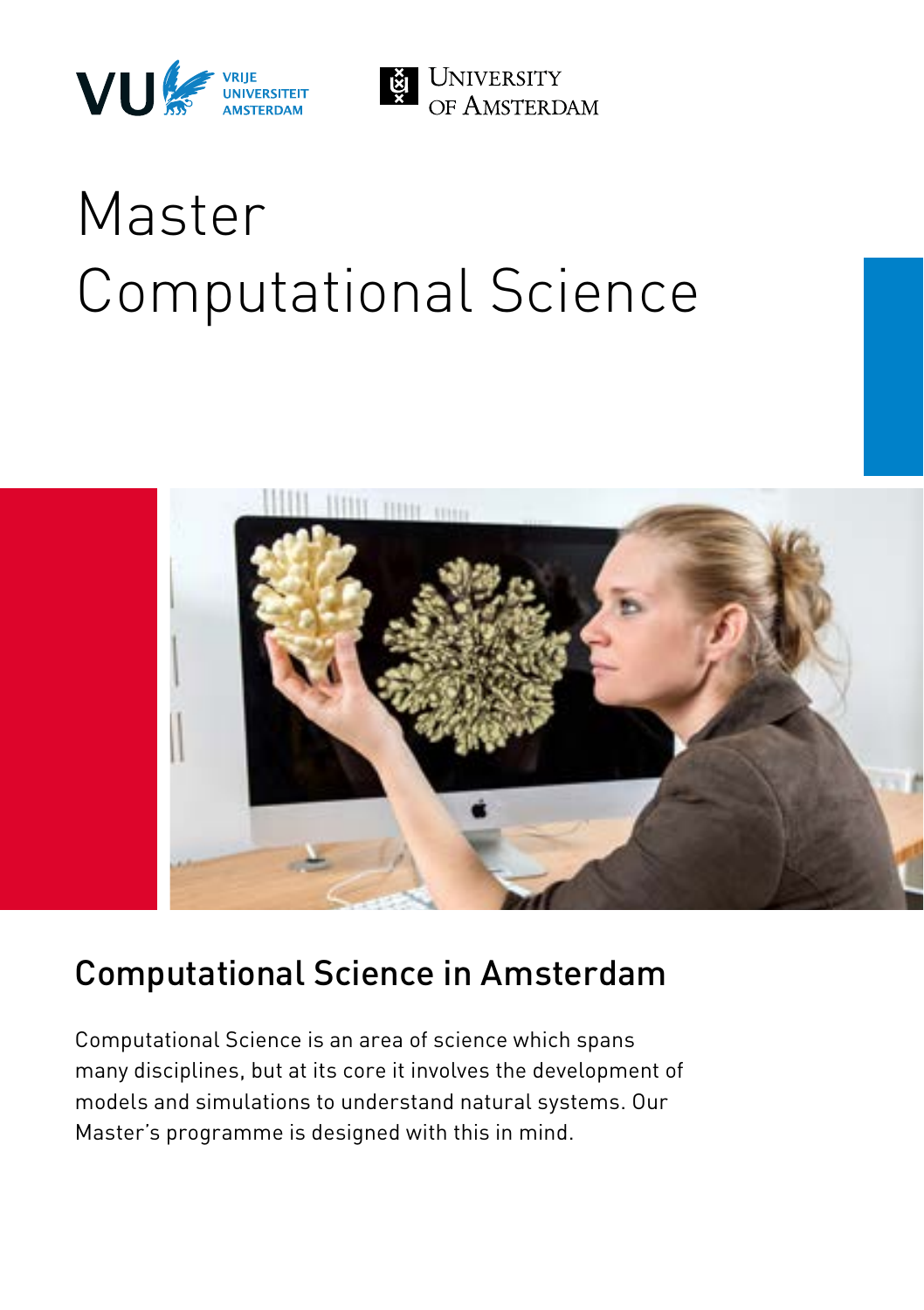VU VRIJE UNIVERSITEIT AMSTERDAM

UNIVERSITY OF AMSTERDAM

# Master Computational Science

## Computational Science in Amsterdam

Computational Science is an area of science which spans many disciplines, but at its core it involves the development of models and simulations to understand natural systems. Our Master's programme is designed with this in mind.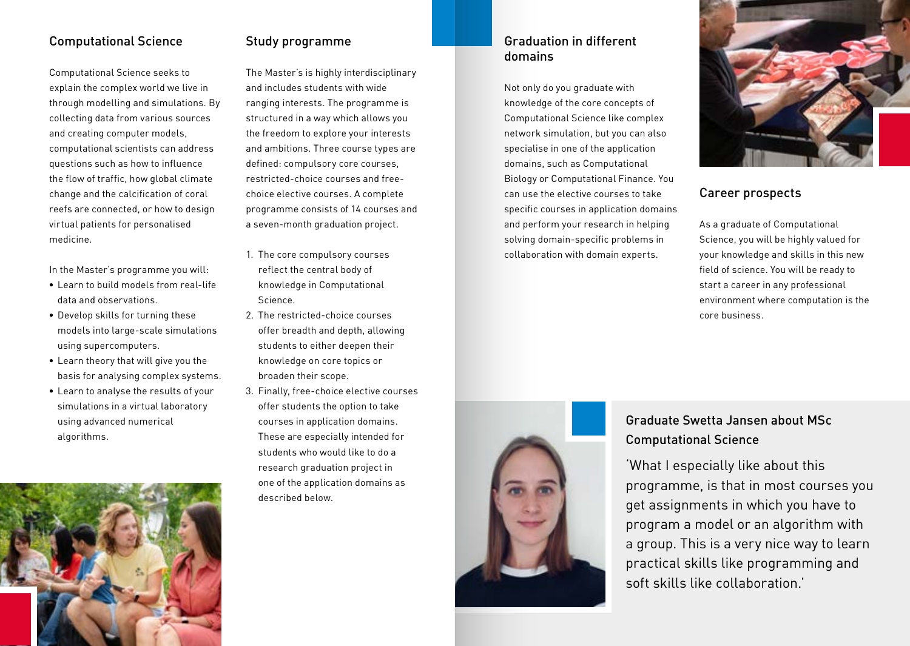## Computational Science

Computational Science seeks to explain the complex world we live in through modelling and simulations. By collecting data from various sources and creating computer models, computational scientists can address questions such as how to influence the flow of traffic, how global climate change and the calcification of coral reefs are connected, or how to design virtual patients for personalised medicine.

In the Master's programme you will:

- Learn to build models from real-life data and observations.
- Develop skills for turning these models into large-scale simulations using supercomputers.
- Learn theory that will give you the basis for analysing complex systems.
- Learn to analyse the results of your simulations in a virtual laboratory using advanced numerical algorithms.

## Study programme

The Master's is highly interdisciplinary and includes students with wide ranging interests. The programme is structured in a way which allows you the freedom to explore your interests and ambitions. Three course types are defined: compulsory core courses, restricted-choice courses and free-choice elective courses. A complete programme consists of 14 courses and a seven-month graduation project.

1. The core compulsory courses reflect the central body of knowledge in Computational Science.
2. The restricted-choice courses offer breadth and depth, allowing students to either deepen their knowledge on core topics or broaden their scope.
3. Finally, free-choice elective courses offer students the option to take courses in application domains. These are especially intended for students who would like to do a research graduation project in one of the application domains as described below.

## Graduation in different domains

Not only do you graduate with knowledge of the core concepts of Computational Science like complex network simulation, but you can also specialise in one of the application domains, such as Computational Biology or Computational Finance. You can use the elective courses to take specific courses in application domains and perform your research in helping solving domain-specific problems in collaboration with domain experts.

## Career prospects

As a graduate of Computational Science, you will be highly valued for your knowledge and skills in this new field of science. You will be ready to start a career in any professional environment where computation is the core business.

### Graduate Swetta Jansen about MSc Computational Science

'What I especially like about this programme, is that in most courses you get assignments in which you have to program a model or an algorithm with a group. This is a very nice way to learn practical skills like programming and soft skills like collaboration.'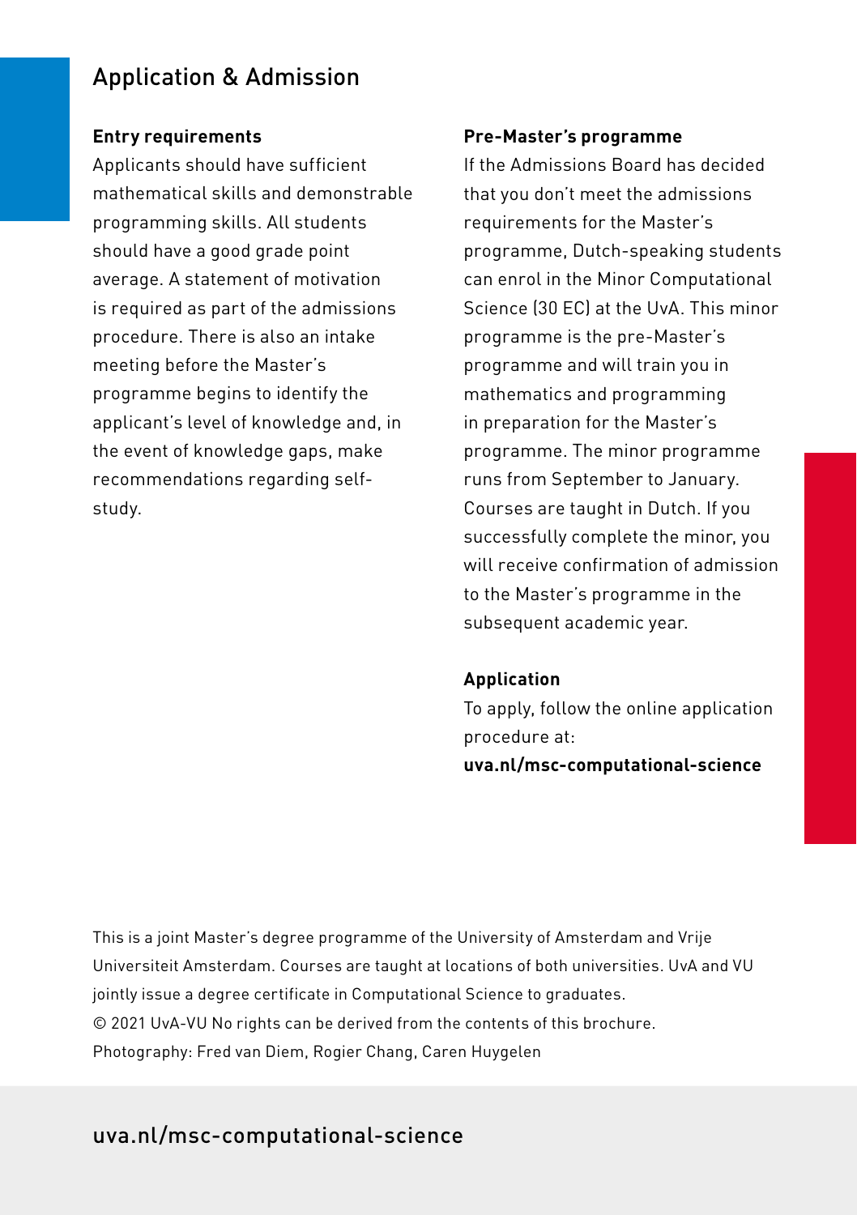## Application & Admission

### Entry requirements

Applicants should have sufficient mathematical skills and demonstrable programming skills. All students should have a good grade point average. A statement of motivation is required as part of the admissions procedure. There is also an intake meeting before the Master's programme begins to identify the applicant's level of knowledge and, in the event of knowledge gaps, make recommendations regarding self-study.

### Pre-Master's programme

If the Admissions Board has decided that you don't meet the admissions requirements for the Master's programme, Dutch-speaking students can enrol in the Minor Computational Science (30 EC) at the UvA. This minor programme is the pre-Master's programme and will train you in mathematics and programming in preparation for the Master's programme. The minor programme runs from September to January. Courses are taught in Dutch. If you successfully complete the minor, you will receive confirmation of admission to the Master's programme in the subsequent academic year.

### Application

To apply, follow the online application procedure at:
**uva.nl/msc-computational-science**

This is a joint Master's degree programme of the University of Amsterdam and Vrije Universiteit Amsterdam. Courses are taught at locations of both universities. UvA and VU jointly issue a degree certificate in Computational Science to graduates.
© 2021 UvA-VU No rights can be derived from the contents of this brochure.
Photography: Fred van Diem, Rogier Chang, Caren Huygelen

uva.nl/msc-computational-science